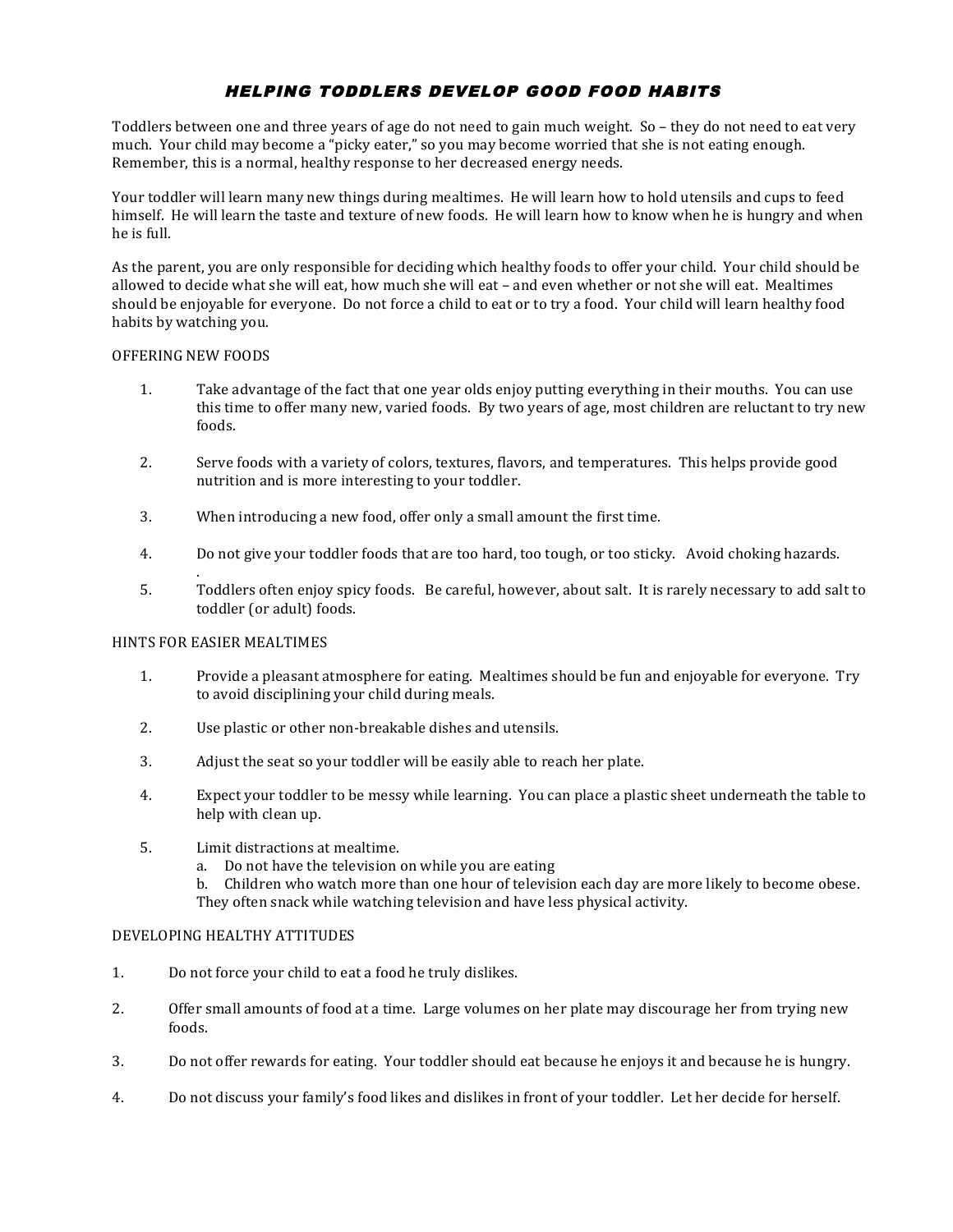# *HELPING TODDLERS DEVELOP GOOD FOOD HABITS*

Toddlers between one and three years of age do not need to gain much weight. So – they do not need to eat very much. Your child may become a "picky eater," so you may become worried that she is not eating enough. Remember, this is a normal, healthy response to her decreased energy needs.

Your toddler will learn many new things during mealtimes. He will learn how to hold utensils and cups to feed himself. He will learn the taste and texture of new foods. He will learn how to know when he is hungry and when he is full.

As the parent, you are only responsible for deciding which healthy foods to offer your child. Your child should be allowed to decide what she will eat, how much she will eat – and even whether or not she will eat. Mealtimes should be enjoyable for everyone. Do not force a child to eat or to try a food. Your child will learn healthy food habits by watching you.

## OFFERING NEW FOODS

1. Take advantage of the fact that one year olds enjoy putting everything in their mouths. You can use this time to offer many new, varied foods. By two years of age, most children are reluctant to try new foods.
2. Serve foods with a variety of colors, textures, flavors, and temperatures. This helps provide good nutrition and is more interesting to your toddler.
3. When introducing a new food, offer only a small amount the first time.
4. Do not give your toddler foods that are too hard, too tough, or too sticky. Avoid choking hazards.
5. Toddlers often enjoy spicy foods. Be careful, however, about salt. It is rarely necessary to add salt to toddler (or adult) foods.

## HINTS FOR EASIER MEALTIMES

1. Provide a pleasant atmosphere for eating. Mealtimes should be fun and enjoyable for everyone. Try to avoid disciplining your child during meals.
2. Use plastic or other non-breakable dishes and utensils.
3. Adjust the seat so your toddler will be easily able to reach her plate.
4. Expect your toddler to be messy while learning. You can place a plastic sheet underneath the table to help with clean up.
5. Limit distractions at mealtime.
   a. Do not have the television on while you are eating
   b. Children who watch more than one hour of television each day are more likely to become obese. They often snack while watching television and have less physical activity.

## DEVELOPING HEALTHY ATTITUDES

1. Do not force your child to eat a food he truly dislikes.
2. Offer small amounts of food at a time. Large volumes on her plate may discourage her from trying new foods.
3. Do not offer rewards for eating. Your toddler should eat because he enjoys it and because he is hungry.
4. Do not discuss your family's food likes and dislikes in front of your toddler. Let her decide for herself.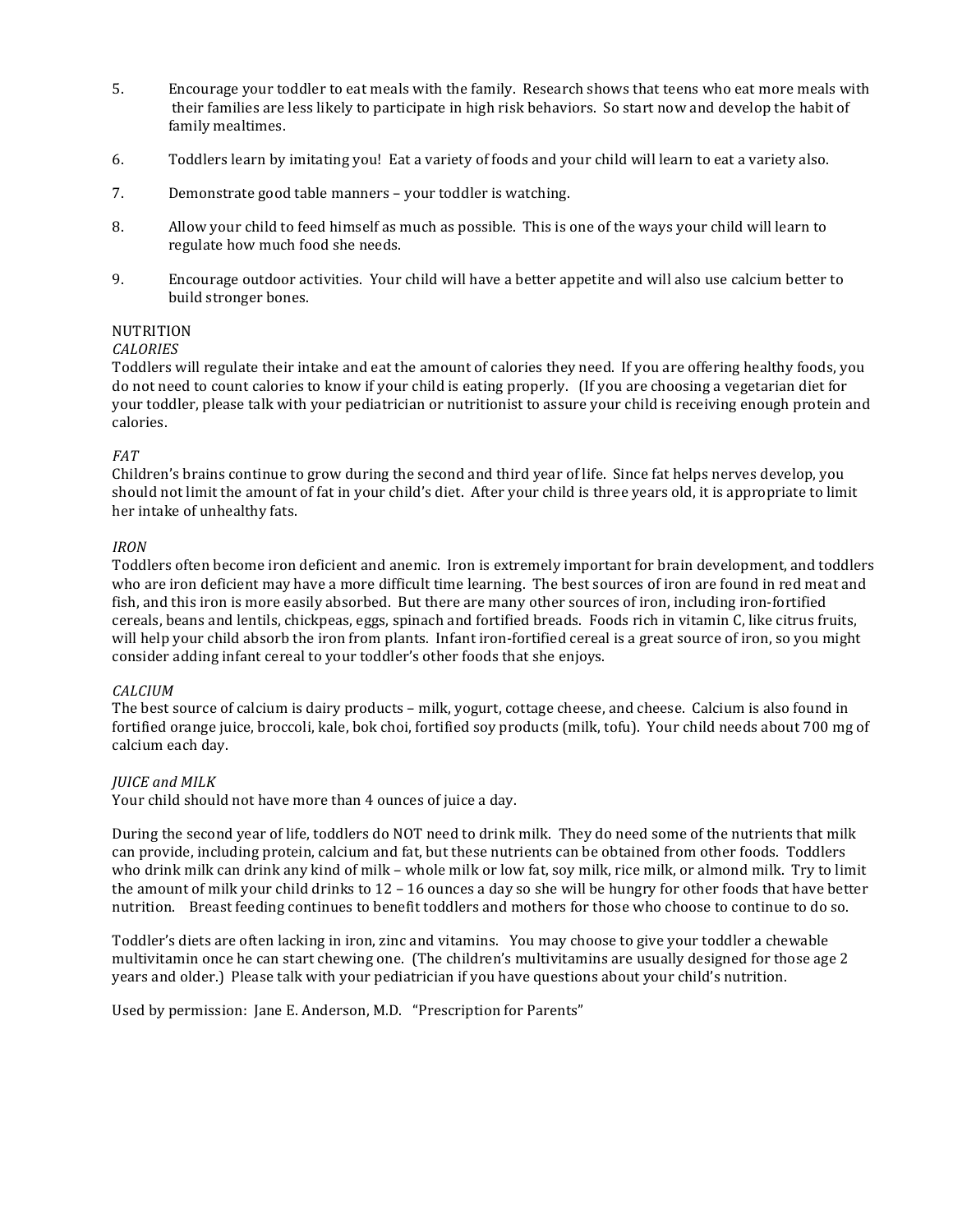5. Encourage your toddler to eat meals with the family. Research shows that teens who eat more meals with their families are less likely to participate in high risk behaviors. So start now and develop the habit of family mealtimes.

6. Toddlers learn by imitating you! Eat a variety of foods and your child will learn to eat a variety also.

7. Demonstrate good table manners – your toddler is watching.

8. Allow your child to feed himself as much as possible. This is one of the ways your child will learn to regulate how much food she needs.

9. Encourage outdoor activities. Your child will have a better appetite and will also use calcium better to build stronger bones.

NUTRITION

*CALORIES*

Toddlers will regulate their intake and eat the amount of calories they need. If you are offering healthy foods, you do not need to count calories to know if your child is eating properly. (If you are choosing a vegetarian diet for your toddler, please talk with your pediatrician or nutritionist to assure your child is receiving enough protein and calories.

*FAT*

Children's brains continue to grow during the second and third year of life. Since fat helps nerves develop, you should not limit the amount of fat in your child's diet. After your child is three years old, it is appropriate to limit her intake of unhealthy fats.

*IRON*

Toddlers often become iron deficient and anemic. Iron is extremely important for brain development, and toddlers who are iron deficient may have a more difficult time learning. The best sources of iron are found in red meat and fish, and this iron is more easily absorbed. But there are many other sources of iron, including iron-fortified cereals, beans and lentils, chickpeas, eggs, spinach and fortified breads. Foods rich in vitamin C, like citrus fruits, will help your child absorb the iron from plants. Infant iron-fortified cereal is a great source of iron, so you might consider adding infant cereal to your toddler's other foods that she enjoys.

*CALCIUM*

The best source of calcium is dairy products – milk, yogurt, cottage cheese, and cheese. Calcium is also found in fortified orange juice, broccoli, kale, bok choi, fortified soy products (milk, tofu). Your child needs about 700 mg of calcium each day.

*JUICE and MILK*

Your child should not have more than 4 ounces of juice a day.

During the second year of life, toddlers do NOT need to drink milk. They do need some of the nutrients that milk can provide, including protein, calcium and fat, but these nutrients can be obtained from other foods. Toddlers who drink milk can drink any kind of milk – whole milk or low fat, soy milk, rice milk, or almond milk. Try to limit the amount of milk your child drinks to 12 – 16 ounces a day so she will be hungry for other foods that have better nutrition. Breast feeding continues to benefit toddlers and mothers for those who choose to continue to do so.

Toddler's diets are often lacking in iron, zinc and vitamins. You may choose to give your toddler a chewable multivitamin once he can start chewing one. (The children's multivitamins are usually designed for those age 2 years and older.) Please talk with your pediatrician if you have questions about your child's nutrition.

Used by permission: Jane E. Anderson, M.D. "Prescription for Parents"